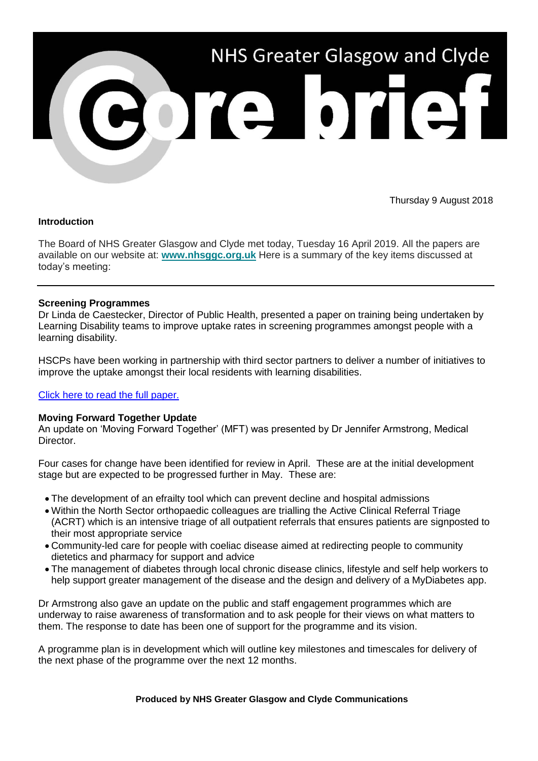# NHS Greater Glasgow and Clyde

# core brief

Thursday 9 August 2018

**Introduction**

The Board of NHS Greater Glasgow and Clyde met today, Tuesday 16 April 2019. All the papers are available on our website at: **[www.nhsggc.org.uk](http://www.nhsggc.org.uk)** Here is a summary of the key items discussed at today's meeting:

---

**Screening Programmes**

Dr Linda de Caestecker, Director of Public Health, presented a paper on training being undertaken by Learning Disability teams to improve uptake rates in screening programmes amongst people with a learning disability.

HSCPs have been working in partnership with third sector partners to deliver a number of initiatives to improve the uptake amongst their local residents with learning disabilities.

Click here to read the full paper.

**Moving Forward Together Update**

An update on 'Moving Forward Together' (MFT) was presented by Dr Jennifer Armstrong, Medical Director.

Four cases for change have been identified for review in April. These are at the initial development stage but are expected to be progressed further in May. These are:

- The development of an efrailty tool which can prevent decline and hospital admissions
- Within the North Sector orthopaedic colleagues are trialling the Active Clinical Referral Triage (ACRT) which is an intensive triage of all outpatient referrals that ensures patients are signposted to their most appropriate service
- Community-led care for people with coeliac disease aimed at redirecting people to community dietetics and pharmacy for support and advice
- The management of diabetes through local chronic disease clinics, lifestyle and self help workers to help support greater management of the disease and the design and delivery of a MyDiabetes app.

Dr Armstrong also gave an update on the public and staff engagement programmes which are underway to raise awareness of transformation and to ask people for their views on what matters to them. The response to date has been one of support for the programme and its vision.

A programme plan is in development which will outline key milestones and timescales for delivery of the next phase of the programme over the next 12 months.

**Produced by NHS Greater Glasgow and Clyde Communications**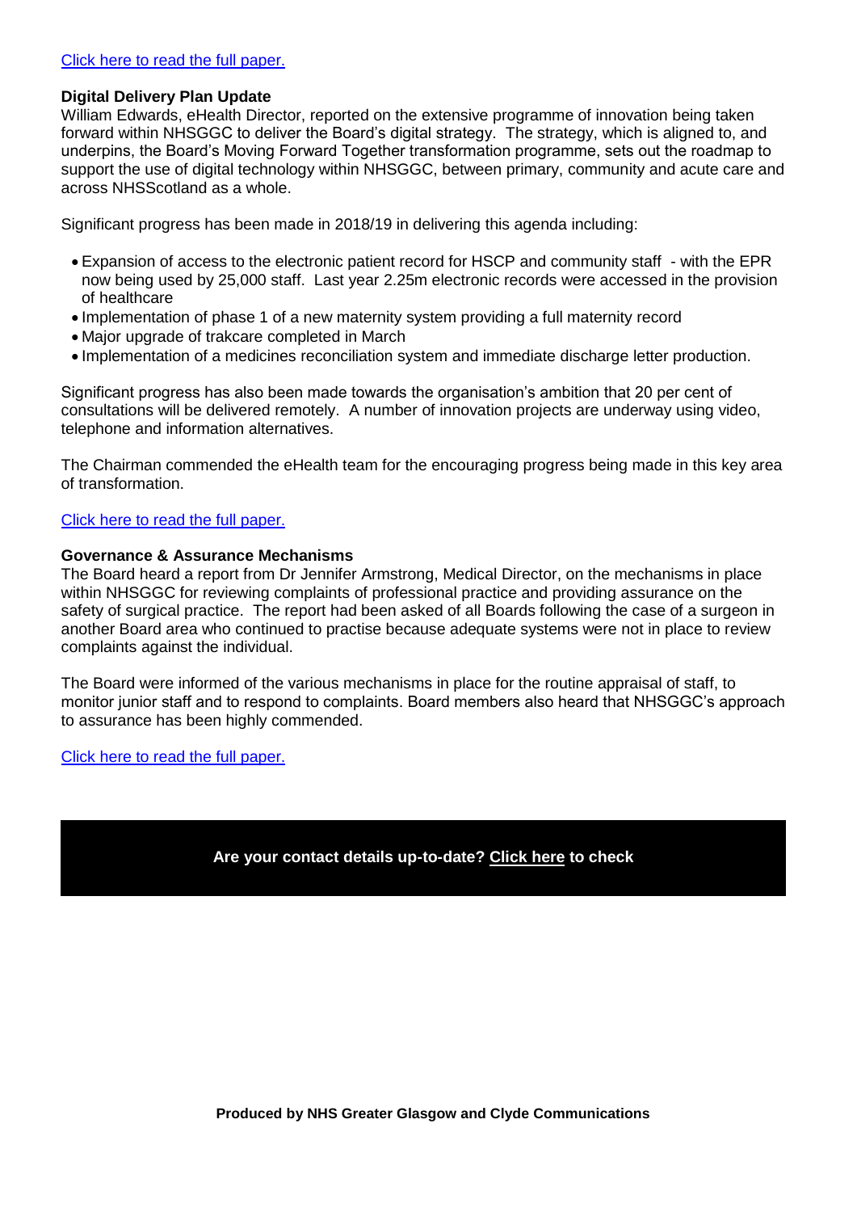[Click here to read the full paper.]

**Digital Delivery Plan Update**

William Edwards, eHealth Director, reported on the extensive programme of innovation being taken forward within NHSGGC to deliver the Board's digital strategy. The strategy, which is aligned to, and underpins, the Board's Moving Forward Together transformation programme, sets out the roadmap to support the use of digital technology within NHSGGC, between primary, community and acute care and across NHSScotland as a whole.

Significant progress has been made in 2018/19 in delivering this agenda including:

- Expansion of access to the electronic patient record for HSCP and community staff - with the EPR now being used by 25,000 staff. Last year 2.25m electronic records were accessed in the provision of healthcare
- Implementation of phase 1 of a new maternity system providing a full maternity record
- Major upgrade of trakcare completed in March
- Implementation of a medicines reconciliation system and immediate discharge letter production.

Significant progress has also been made towards the organisation's ambition that 20 per cent of consultations will be delivered remotely. A number of innovation projects are underway using video, telephone and information alternatives.

The Chairman commended the eHealth team for the encouraging progress being made in this key area of transformation.

[Click here to read the full paper.]

**Governance & Assurance Mechanisms**

The Board heard a report from Dr Jennifer Armstrong, Medical Director, on the mechanisms in place within NHSGGC for reviewing complaints of professional practice and providing assurance on the safety of surgical practice. The report had been asked of all Boards following the case of a surgeon in another Board area who continued to practise because adequate systems were not in place to review complaints against the individual.

The Board were informed of the various mechanisms in place for the routine appraisal of staff, to monitor junior staff and to respond to complaints. Board members also heard that NHSGGC's approach to assurance has been highly commended.

[Click here to read the full paper.]

**Are your contact details up-to-date? Click here to check**

**Produced by NHS Greater Glasgow and Clyde Communications**